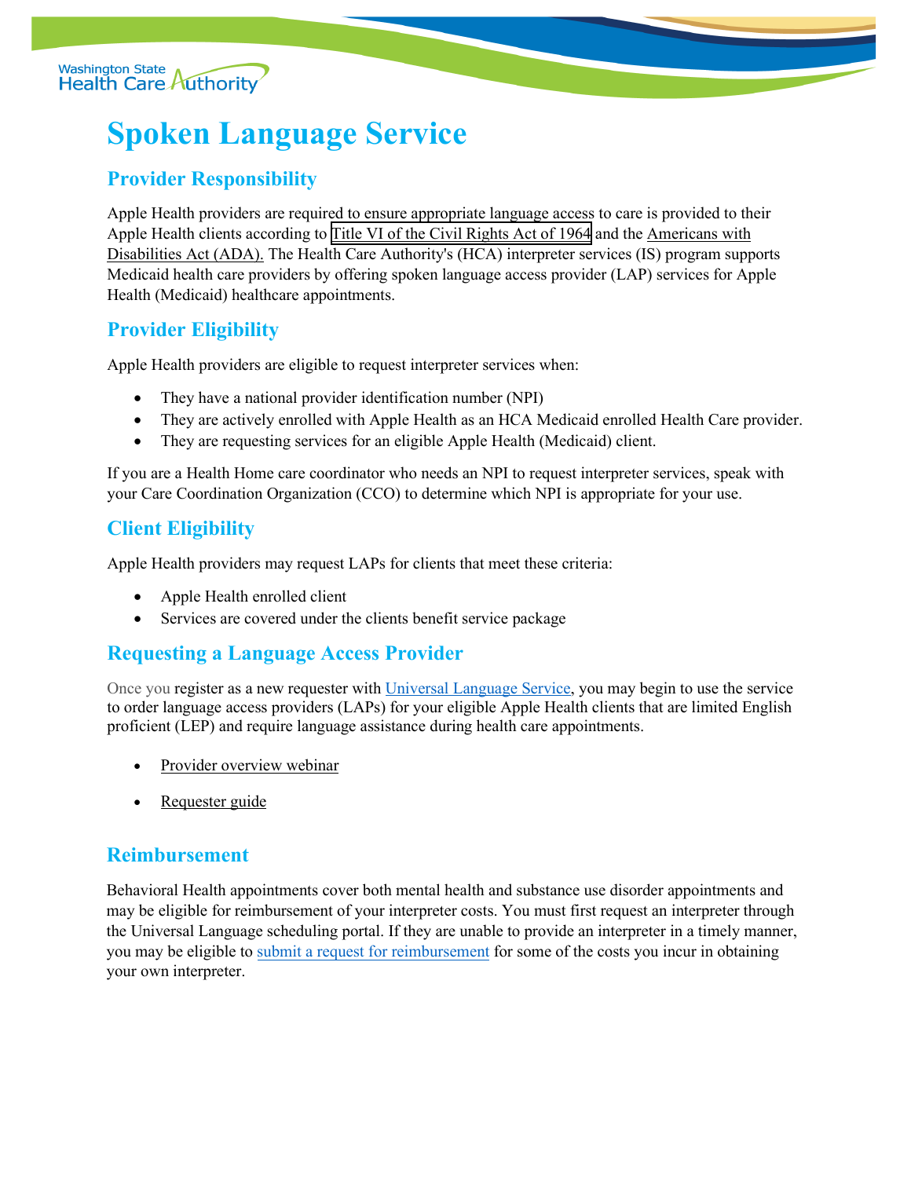# Spoken Language Service

## Provider Responsibility

Apple Health providers are required to ensure appropriate language access to care is provided to their Apple Health clients according to Title VI of the Civil Rights Act of 1964 and the Americans with Disabilities Act (ADA). The Health Care Authority's (HCA) interpreter services (IS) program supports Medicaid health care providers by offering spoken language access provider (LAP) services for Apple Health (Medicaid) healthcare appointments.

## Provider Eligibility

Apple Health providers are eligible to request interpreter services when:

- They have a national provider identification number (NPI)
- They are actively enrolled with Apple Health as an HCA Medicaid enrolled Health Care provider.
- They are requesting services for an eligible Apple Health (Medicaid) client.

If you are a Health Home care coordinator who needs an NPI to request interpreter services, speak with your Care Coordination Organization (CCO) to determine which NPI is appropriate for your use.

## Client Eligibility

Apple Health providers may request LAPs for clients that meet these criteria:

- Apple Health enrolled client
- Services are covered under the clients benefit service package

## Requesting a Language Access Provider

Once you register as a new requester with Universal Language Service, you may begin to use the service to order language access providers (LAPs) for your eligible Apple Health clients that are limited English proficient (LEP) and require language assistance during health care appointments.

- Provider overview webinar
- Requester guide

## Reimbursement

Behavioral Health appointments cover both mental health and substance use disorder appointments and may be eligible for reimbursement of your interpreter costs. You must first request an interpreter through the Universal Language scheduling portal. If they are unable to provide an interpreter in a timely manner, you may be eligible to submit a request for reimbursement for some of the costs you incur in obtaining your own interpreter.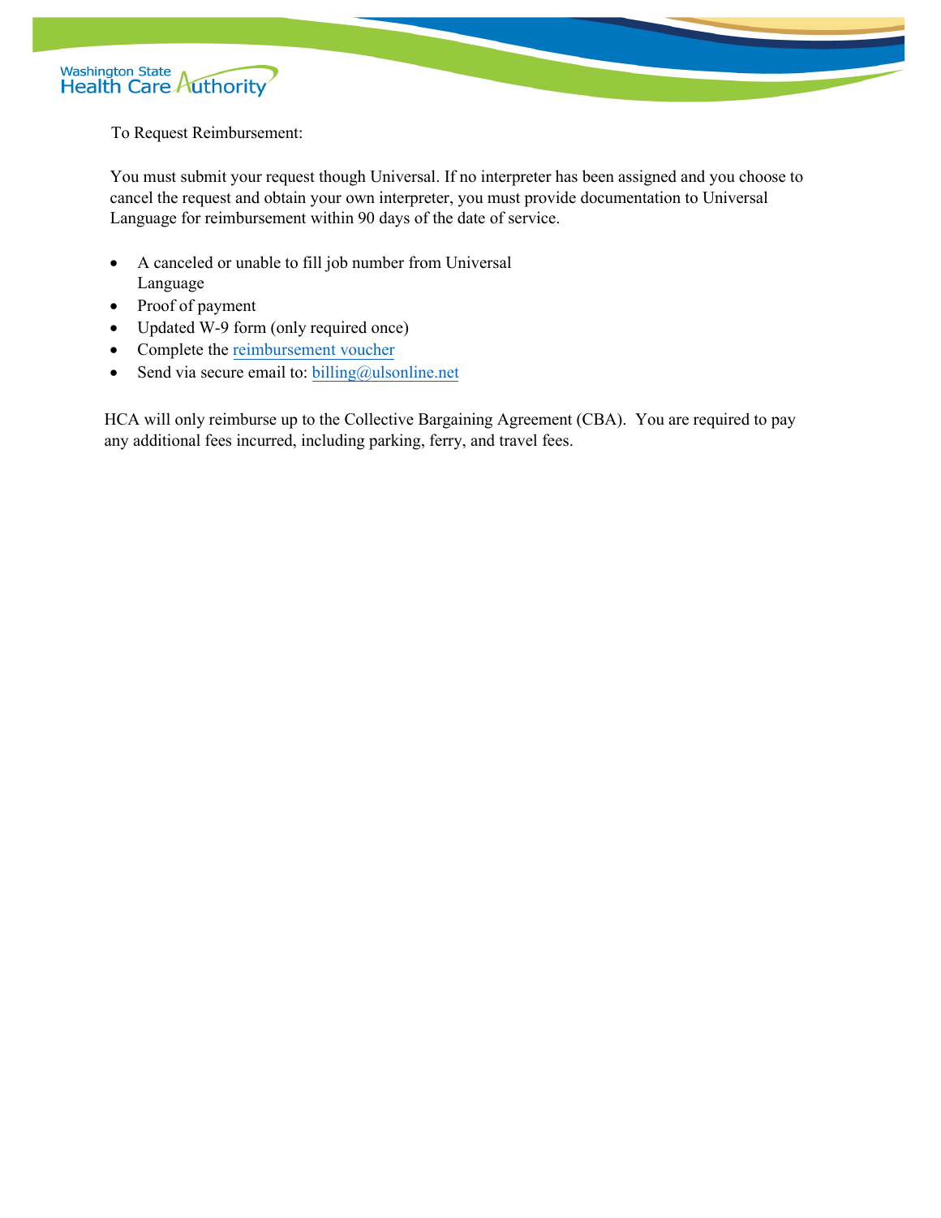To Request Reimbursement:

You must submit your request though Universal. If no interpreter has been assigned and you choose to cancel the request and obtain your own interpreter, you must provide documentation to Universal Language for reimbursement within 90 days of the date of service.

- A canceled or unable to fill job number from Universal Language
- Proof of payment
- Updated W-9 form (only required once)
- Complete the reimbursement voucher
- Send via secure email to: billing@ulsonline.net

HCA will only reimburse up to the Collective Bargaining Agreement (CBA). You are required to pay any additional fees incurred, including parking, ferry, and travel fees.